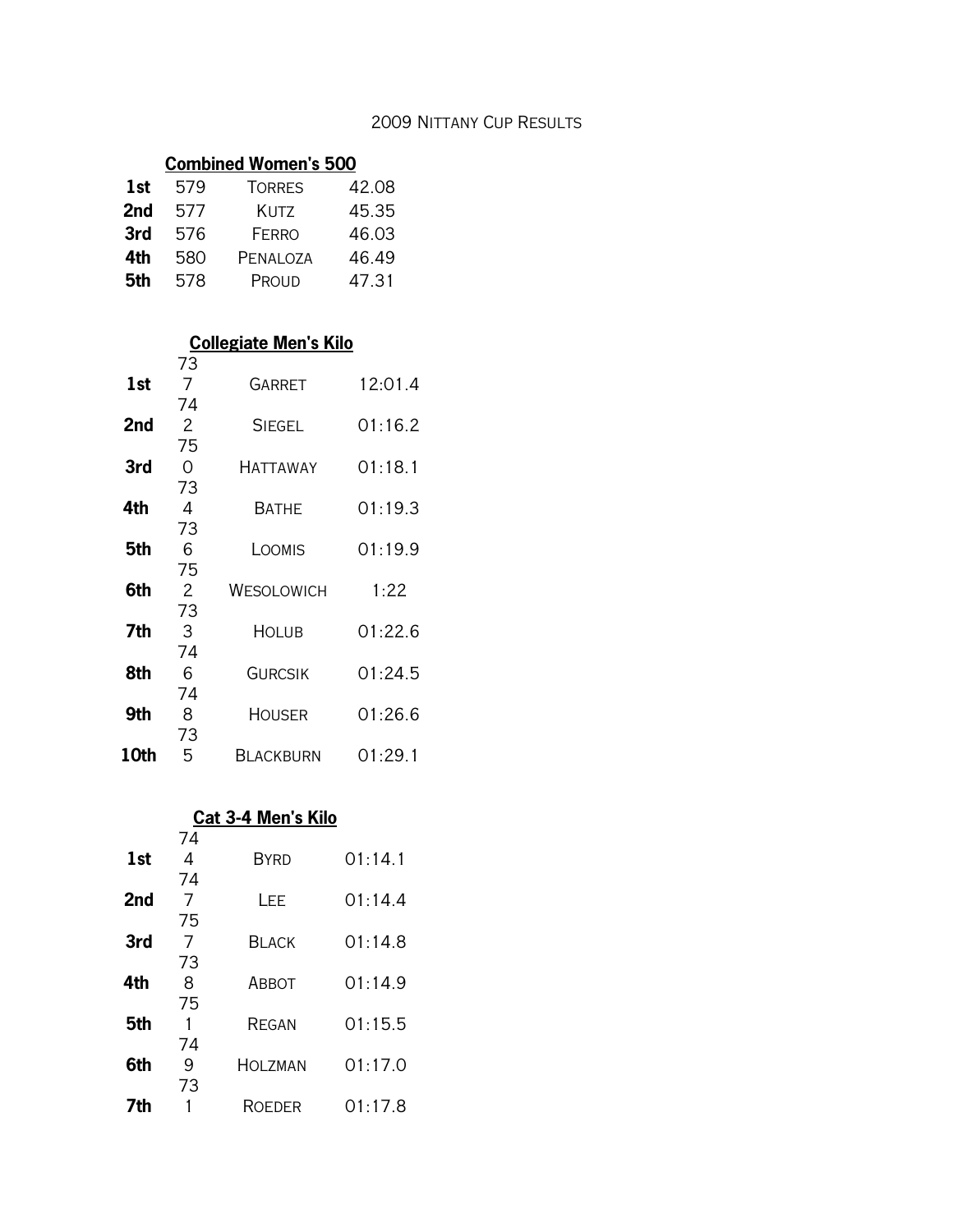2009 NITTANY CUP RESULTS

## Combined Women's 500

| | | | |
|---|---|---|---|
| **1st** | 579 | TORRES | 42.08 |
| **2nd** | 577 | KUTZ | 45.35 |
| **3rd** | 576 | FERRO | 46.03 |
| **4th** | 580 | PENALOZA | 46.49 |
| **5th** | 578 | PROUD | 47.31 |

## Collegiate Men's Kilo

| | | | |
|---|---|---|---|
| **1st** | 737 | GARRET | 12:01.4 |
| **2nd** | 742 | SIEGEL | 01:16.2 |
| **3rd** | 750 | HATTAWAY | 01:18.1 |
| **4th** | 734 | BATHE | 01:19.3 |
| **5th** | 736 | LOOMIS | 01:19.9 |
| **6th** | 752 | WESOLOWICH | 1:22 |
| **7th** | 733 | HOLUB | 01:22.6 |
| **8th** | 746 | GURCSIK | 01:24.5 |
| **9th** | 748 | HOUSER | 01:26.6 |
| **10th** | 735 | BLACKBURN | 01:29.1 |

## Cat 3-4 Men's Kilo

| | | | |
|---|---|---|---|
| **1st** | 744 | BYRD | 01:14.1 |
| **2nd** | 747 | LEE | 01:14.4 |
| **3rd** | 757 | BLACK | 01:14.8 |
| **4th** | 738 | ABBOT | 01:14.9 |
| **5th** | 751 | REGAN | 01:15.5 |
| **6th** | 749 | HOLZMAN | 01:17.0 |
| **7th** | 731 | ROEDER | 01:17.8 |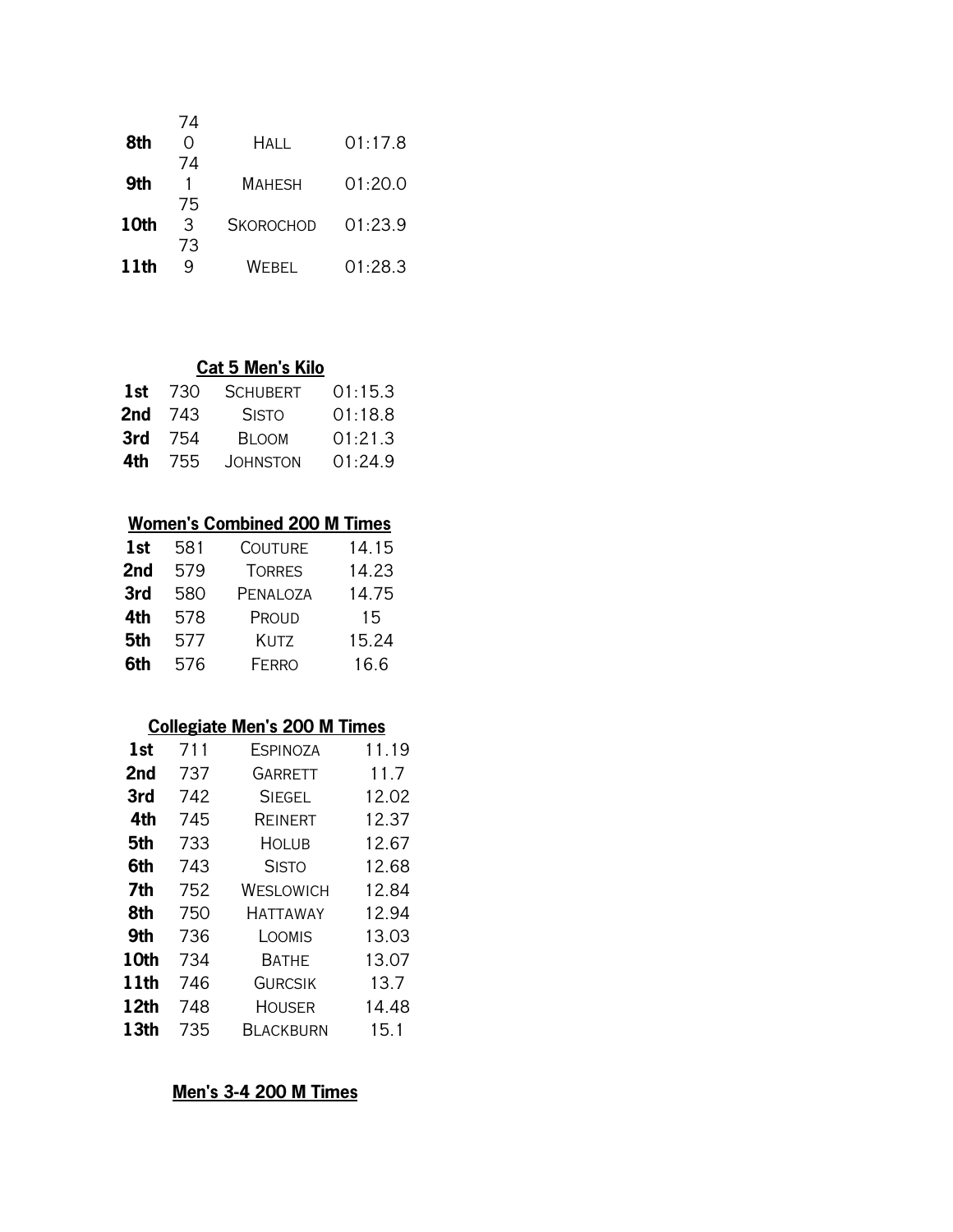| | | | |
|---|---|---|---|
| **8th** | 740 | HALL | 01:17.8 |
| **9th** | 741 | MAHESH | 01:20.0 |
| **10th** | 753 | SKOROCHOD | 01:23.9 |
| **11th** | 739 | WEBEL | 01:28.3 |

**Cat 5 Men's Kilo**

| | | | |
|---|---|---|---|
| **1st** | 730 | SCHUBERT | 01:15.3 |
| **2nd** | 743 | SISTO | 01:18.8 |
| **3rd** | 754 | BLOOM | 01:21.3 |
| **4th** | 755 | JOHNSTON | 01:24.9 |

**Women's Combined 200 M Times**

| | | | |
|---|---|---|---|
| **1st** | 581 | COUTURE | 14.15 |
| **2nd** | 579 | TORRES | 14.23 |
| **3rd** | 580 | PENALOZA | 14.75 |
| **4th** | 578 | PROUD | 15 |
| **5th** | 577 | KUTZ | 15.24 |
| **6th** | 576 | FERRO | 16.6 |

**Collegiate Men's 200 M Times**

| | | | |
|---|---|---|---|
| **1st** | 711 | ESPINOZA | 11.19 |
| **2nd** | 737 | GARRETT | 11.7 |
| **3rd** | 742 | SIEGEL | 12.02 |
| **4th** | 745 | REINERT | 12.37 |
| **5th** | 733 | HOLUB | 12.67 |
| **6th** | 743 | SISTO | 12.68 |
| **7th** | 752 | WESLOWICH | 12.84 |
| **8th** | 750 | HATTAWAY | 12.94 |
| **9th** | 736 | LOOMIS | 13.03 |
| **10th** | 734 | BATHE | 13.07 |
| **11th** | 746 | GURCSIK | 13.7 |
| **12th** | 748 | HOUSER | 14.48 |
| **13th** | 735 | BLACKBURN | 15.1 |

**Men's 3-4 200 M Times**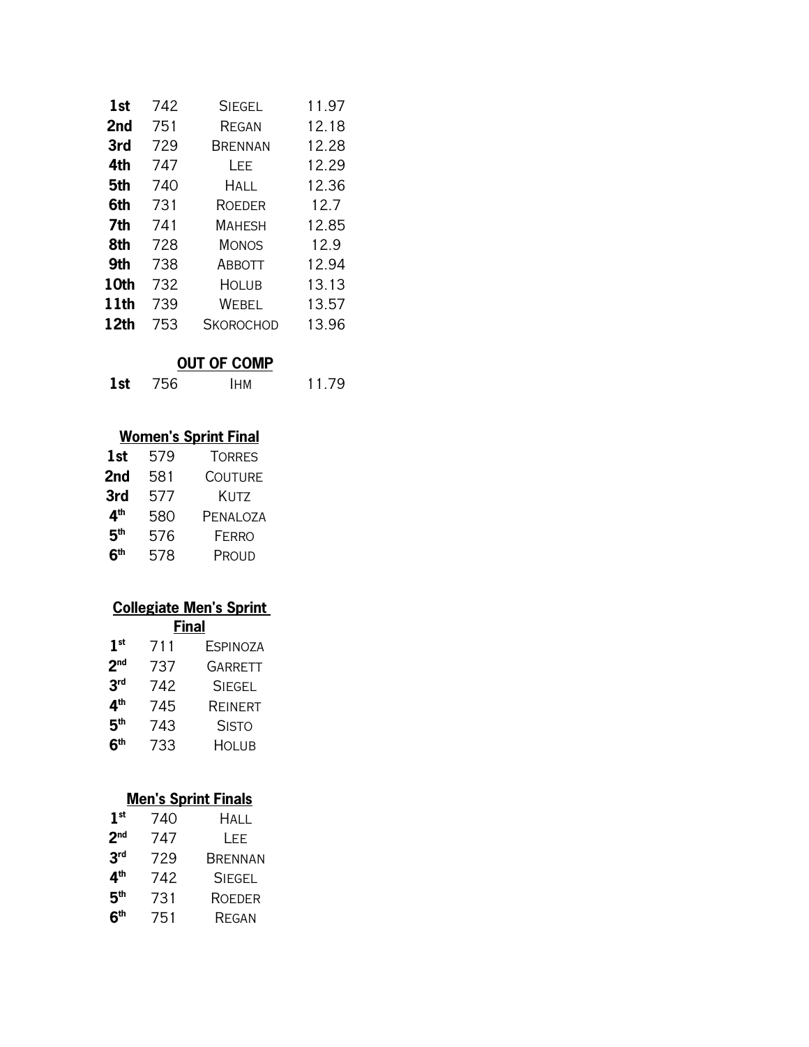| | | | |
|---|---|---|---|
| **1st** | 742 | Siegel | 11.97 |
| **2nd** | 751 | Regan | 12.18 |
| **3rd** | 729 | Brennan | 12.28 |
| **4th** | 747 | Lee | 12.29 |
| **5th** | 740 | Hall | 12.36 |
| **6th** | 731 | Roeder | 12.7 |
| **7th** | 741 | Mahesh | 12.85 |
| **8th** | 728 | Monos | 12.9 |
| **9th** | 738 | Abbott | 12.94 |
| **10th** | 732 | Holub | 13.13 |
| **11th** | 739 | Webel | 13.57 |
| **12th** | 753 | Skorochod | 13.96 |

**OUT OF COMP**

| | | | |
|---|---|---|---|
| **1st** | 756 | Ihm | 11.79 |

**Women's Sprint Final**

| | | |
|---|---|---|
| **1st** | 579 | Torres |
| **2nd** | 581 | Couture |
| **3rd** | 577 | Kutz |
| **4th** | 580 | Penaloza |
| **5th** | 576 | Ferro |
| **6th** | 578 | Proud |

**Collegiate Men's Sprint Final**

| | | |
|---|---|---|
| **1st** | 711 | Espinoza |
| **2nd** | 737 | Garrett |
| **3rd** | 742 | Siegel |
| **4th** | 745 | Reinert |
| **5th** | 743 | Sisto |
| **6th** | 733 | Holub |

**Men's Sprint Finals**

| | | |
|---|---|---|
| **1st** | 740 | Hall |
| **2nd** | 747 | Lee |
| **3rd** | 729 | Brennan |
| **4th** | 742 | Siegel |
| **5th** | 731 | Roeder |
| **6th** | 751 | Regan |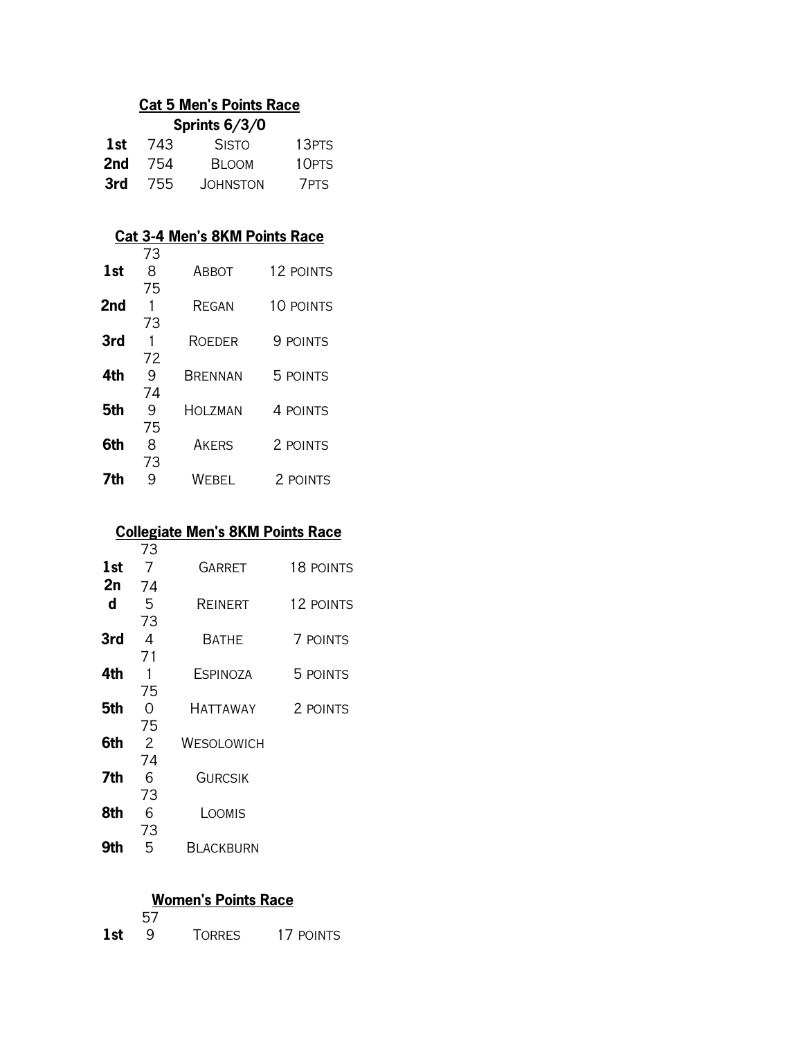**Cat 5 Men's Points Race**

**Sprints 6/3/0**

| | | | |
|---|---|---|---|
| **1st** | 743 | Sisto | 13pts |
| **2nd** | 754 | Bloom | 10pts |
| **3rd** | 755 | Johnston | 7pts |

**Cat 3-4 Men's 8KM Points Race**

| | | | |
|---|---|---|---|
| **1st** | 738 | Abbot | 12 points |
| **2nd** | 751 | Regan | 10 points |
| **3rd** | 731 | Roeder | 9 points |
| **4th** | 729 | Brennan | 5 points |
| **5th** | 749 | Holzman | 4 points |
| **6th** | 758 | Akers | 2 points |
| **7th** | 739 | Webel | 2 points |

**Collegiate Men's 8KM Points Race**

| | | | |
|---|---|---|---|
| **1st** | 737 | Garret | 18 points |
| **2nd** | 745 | Reinert | 12 points |
| **3rd** | 734 | Bathe | 7 points |
| **4th** | 711 | Espinoza | 5 points |
| **5th** | 750 | Hattaway | 2 points |
| **6th** | 752 | Wesolowich | |
| **7th** | 746 | Gurcsik | |
| **8th** | 736 | Loomis | |
| **9th** | 735 | Blackburn | |

**Women's Points Race**

| | | | |
|---|---|---|---|
| **1st** | 579 | Torres | 17 points |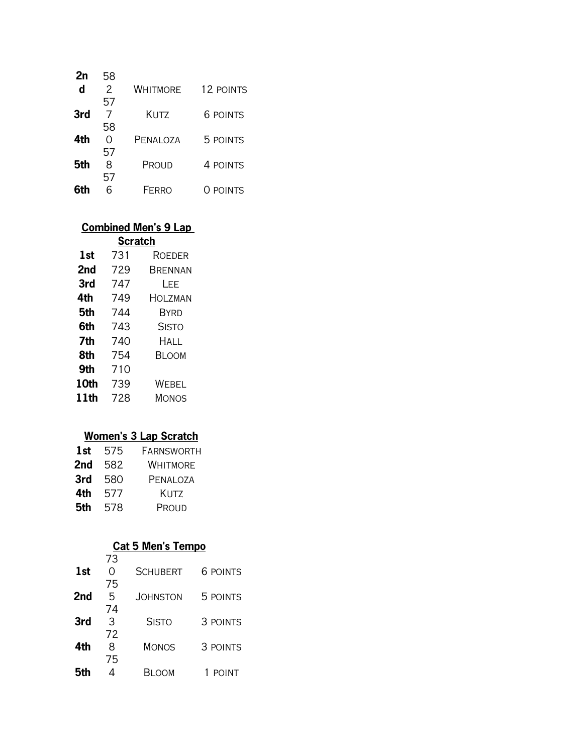| | | | |
|---|---|---|---|
| 2nd | 582 | Whitmore | 12 points |
| 3rd | 577 | Kutz | 6 points |
| 4th | 580 | Penaloza | 5 points |
| 5th | 578 | Proud | 4 points |
| 6th | 576 | Ferro | 0 points |

**Combined Men's 9 Lap Scratch**

| | | |
|---|---|---|
| 1st | 731 | Roeder |
| 2nd | 729 | Brennan |
| 3rd | 747 | Lee |
| 4th | 749 | Holzman |
| 5th | 744 | Byrd |
| 6th | 743 | Sisto |
| 7th | 740 | Hall |
| 8th | 754 | Bloom |
| 9th | 710 | |
| 10th | 739 | Webel |
| 11th | 728 | Monos |

**Women's 3 Lap Scratch**

| | | |
|---|---|---|
| 1st | 575 | Farnsworth |
| 2nd | 582 | Whitmore |
| 3rd | 580 | Penaloza |
| 4th | 577 | Kutz |
| 5th | 578 | Proud |

**Cat 5 Men's Tempo**

| | | | |
|---|---|---|---|
| 1st | 730 | Schubert | 6 points |
| 2nd | 755 | Johnston | 5 points |
| 3rd | 743 | Sisto | 3 points |
| 4th | 728 | Monos | 3 points |
| 5th | 754 | Bloom | 1 point |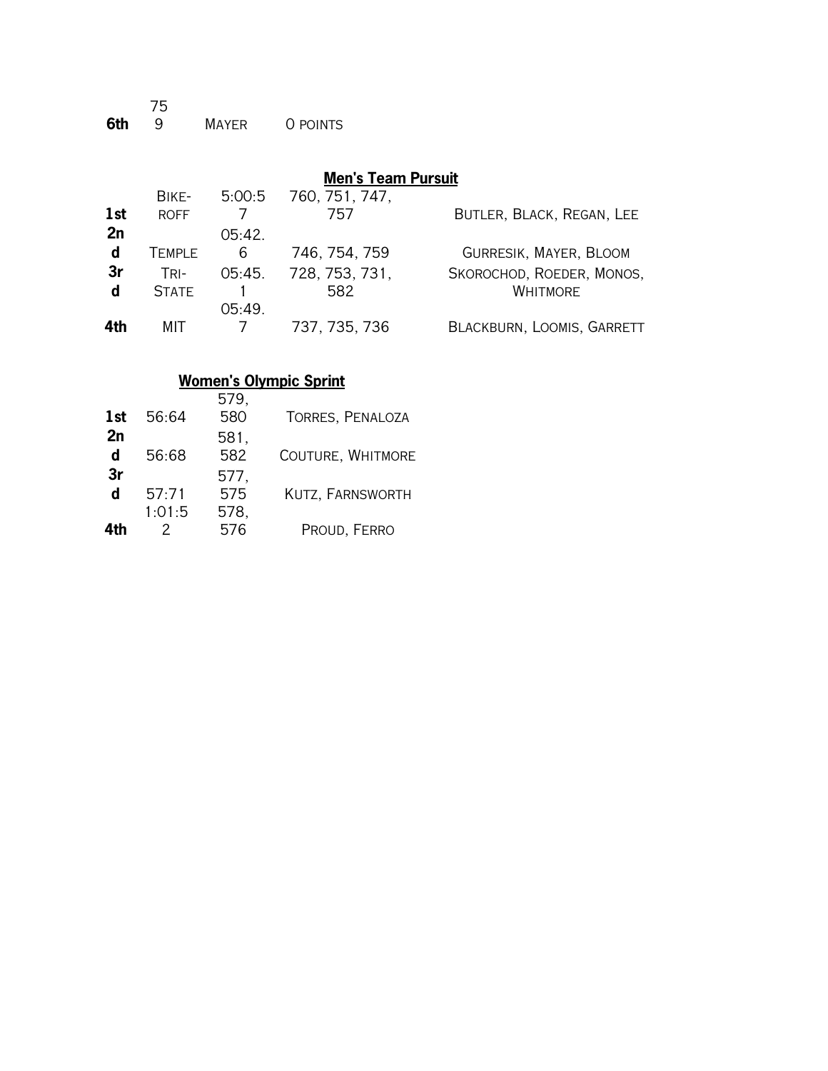| | | | |
|---|---|---|---|
| 6th | 759 | Mayer | 0 points |

## Men's Team Pursuit

| | | | | |
|---|---|---|---|---|
| 1st | Bike-roff | 5:00:57 | 760, 751, 747, 757 | Butler, Black, Regan, Lee |
| 2nd | Temple | 05:42.6 | 746, 754, 759 | Gurresik, Mayer, Bloom |
| 3rd | Tri-State | 05:45.1 | 728, 753, 731, 582 | Skorochod, Roeder, Monos, Whitmore |
| 4th | MIT | 05:49.7 | 737, 735, 736 | Blackburn, Loomis, Garrett |

## Women's Olympic Sprint

| | | | |
|---|---|---|---|
| 1st | 56:64 | 579, 580 | Torres, Penaloza |
| 2nd | 56:68 | 581, 582 | Couture, Whitmore |
| 3rd | 57:71 | 577, 575 | Kutz, Farnsworth |
| 4th | 1:01:52 | 578, 576 | Proud, Ferro |